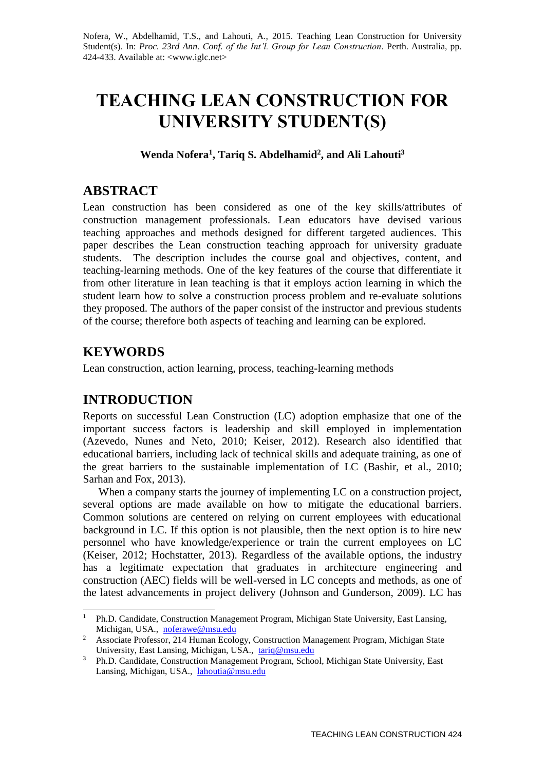Nofera, W., Abdelhamid, T.S., and Lahouti, A., 2015. Teaching Lean Construction for University Student(s). In: *Proc. 23rd Ann. Conf. of the Int'l. Group for Lean Construction*. Perth. Australia, pp. 424-433. Available at: <www.iglc.net>

# TEACHING LEAN CONSTRUCTION FOR UNIVERSITY STUDENT(S)

**Wenda Nofera[1], Tariq S. Abdelhamid[2], and Ali Lahouti[3]**

## ABSTRACT

Lean construction has been considered as one of the key skills/attributes of construction management professionals. Lean educators have devised various teaching approaches and methods designed for different targeted audiences. This paper describes the Lean construction teaching approach for university graduate students. The description includes the course goal and objectives, content, and teaching-learning methods. One of the key features of the course that differentiate it from other literature in lean teaching is that it employs action learning in which the student learn how to solve a construction process problem and re-evaluate solutions they proposed. The authors of the paper consist of the instructor and previous students of the course; therefore both aspects of teaching and learning can be explored.

## KEYWORDS

Lean construction, action learning, process, teaching-learning methods

## INTRODUCTION

Reports on successful Lean Construction (LC) adoption emphasize that one of the important success factors is leadership and skill employed in implementation (Azevedo, Nunes and Neto, 2010; Keiser, 2012). Research also identified that educational barriers, including lack of technical skills and adequate training, as one of the great barriers to the sustainable implementation of LC (Bashir, et al., 2010; Sarhan and Fox, 2013).

When a company starts the journey of implementing LC on a construction project, several options are made available on how to mitigate the educational barriers. Common solutions are centered on relying on current employees with educational background in LC. If this option is not plausible, then the next option is to hire new personnel who have knowledge/experience or train the current employees on LC (Keiser, 2012; Hochstatter, 2013). Regardless of the available options, the industry has a legitimate expectation that graduates in architecture engineering and construction (AEC) fields will be well-versed in LC concepts and methods, as one of the latest advancements in project delivery (Johnson and Gunderson, 2009). LC has

---

[1] Ph.D. Candidate, Construction Management Program, Michigan State University, East Lansing, Michigan, USA., noferawe@msu.edu

[2] Associate Professor, 214 Human Ecology, Construction Management Program, Michigan State University, East Lansing, Michigan, USA., tariq@msu.edu

[3] Ph.D. Candidate, Construction Management Program, School, Michigan State University, East Lansing, Michigan, USA., lahoutia@msu.edu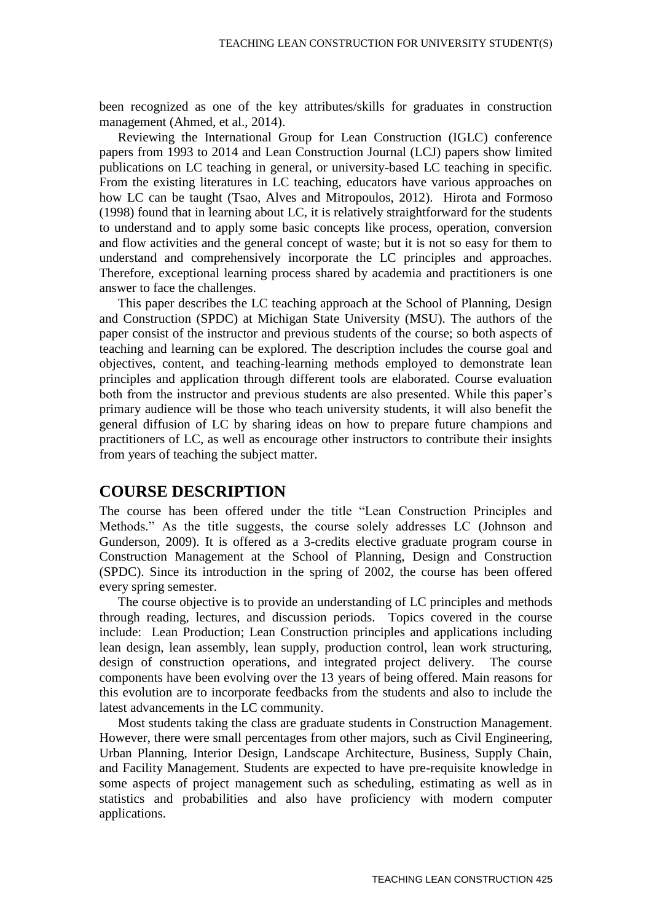been recognized as one of the key attributes/skills for graduates in construction management (Ahmed, et al., 2014).

Reviewing the International Group for Lean Construction (IGLC) conference papers from 1993 to 2014 and Lean Construction Journal (LCJ) papers show limited publications on LC teaching in general, or university-based LC teaching in specific. From the existing literatures in LC teaching, educators have various approaches on how LC can be taught (Tsao, Alves and Mitropoulos, 2012). Hirota and Formoso (1998) found that in learning about LC, it is relatively straightforward for the students to understand and to apply some basic concepts like process, operation, conversion and flow activities and the general concept of waste; but it is not so easy for them to understand and comprehensively incorporate the LC principles and approaches. Therefore, exceptional learning process shared by academia and practitioners is one answer to face the challenges.

This paper describes the LC teaching approach at the School of Planning, Design and Construction (SPDC) at Michigan State University (MSU). The authors of the paper consist of the instructor and previous students of the course; so both aspects of teaching and learning can be explored. The description includes the course goal and objectives, content, and teaching-learning methods employed to demonstrate lean principles and application through different tools are elaborated. Course evaluation both from the instructor and previous students are also presented. While this paper's primary audience will be those who teach university students, it will also benefit the general diffusion of LC by sharing ideas on how to prepare future champions and practitioners of LC, as well as encourage other instructors to contribute their insights from years of teaching the subject matter.

# COURSE DESCRIPTION

The course has been offered under the title "Lean Construction Principles and Methods." As the title suggests, the course solely addresses LC (Johnson and Gunderson, 2009). It is offered as a 3-credits elective graduate program course in Construction Management at the School of Planning, Design and Construction (SPDC). Since its introduction in the spring of 2002, the course has been offered every spring semester.

The course objective is to provide an understanding of LC principles and methods through reading, lectures, and discussion periods. Topics covered in the course include: Lean Production; Lean Construction principles and applications including lean design, lean assembly, lean supply, production control, lean work structuring, design of construction operations, and integrated project delivery. The course components have been evolving over the 13 years of being offered. Main reasons for this evolution are to incorporate feedbacks from the students and also to include the latest advancements in the LC community.

Most students taking the class are graduate students in Construction Management. However, there were small percentages from other majors, such as Civil Engineering, Urban Planning, Interior Design, Landscape Architecture, Business, Supply Chain, and Facility Management. Students are expected to have pre-requisite knowledge in some aspects of project management such as scheduling, estimating as well as in statistics and probabilities and also have proficiency with modern computer applications.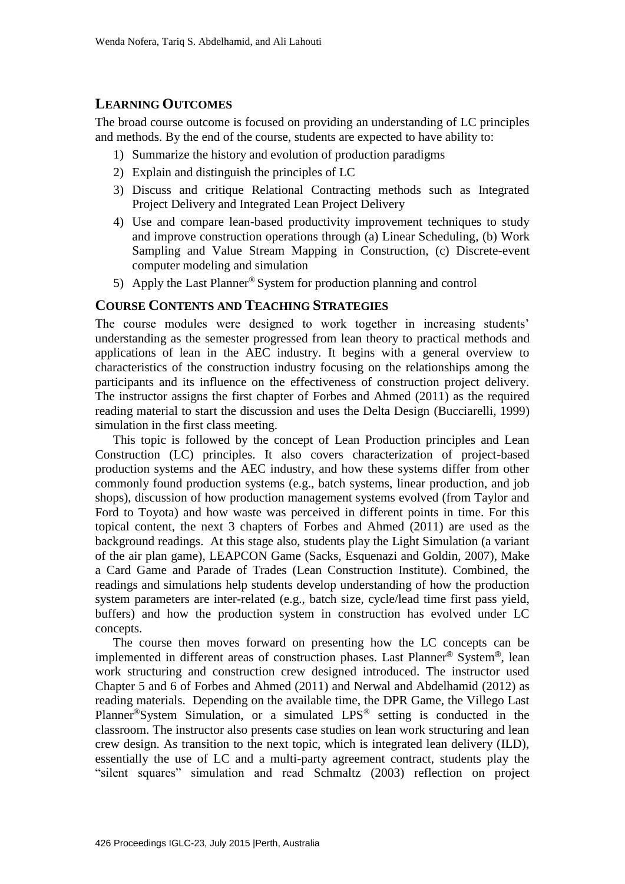## LEARNING OUTCOMES

The broad course outcome is focused on providing an understanding of LC principles and methods. By the end of the course, students are expected to have ability to:

1) Summarize the history and evolution of production paradigms
2) Explain and distinguish the principles of LC
3) Discuss and critique Relational Contracting methods such as Integrated Project Delivery and Integrated Lean Project Delivery
4) Use and compare lean-based productivity improvement techniques to study and improve construction operations through (a) Linear Scheduling, (b) Work Sampling and Value Stream Mapping in Construction, (c) Discrete-event computer modeling and simulation
5) Apply the Last Planner® System for production planning and control

## COURSE CONTENTS AND TEACHING STRATEGIES

The course modules were designed to work together in increasing students' understanding as the semester progressed from lean theory to practical methods and applications of lean in the AEC industry. It begins with a general overview to characteristics of the construction industry focusing on the relationships among the participants and its influence on the effectiveness of construction project delivery. The instructor assigns the first chapter of Forbes and Ahmed (2011) as the required reading material to start the discussion and uses the Delta Design (Bucciarelli, 1999) simulation in the first class meeting.

This topic is followed by the concept of Lean Production principles and Lean Construction (LC) principles. It also covers characterization of project-based production systems and the AEC industry, and how these systems differ from other commonly found production systems (e.g., batch systems, linear production, and job shops), discussion of how production management systems evolved (from Taylor and Ford to Toyota) and how waste was perceived in different points in time. For this topical content, the next 3 chapters of Forbes and Ahmed (2011) are used as the background readings. At this stage also, students play the Light Simulation (a variant of the air plan game), LEAPCON Game (Sacks, Esquenazi and Goldin, 2007), Make a Card Game and Parade of Trades (Lean Construction Institute). Combined, the readings and simulations help students develop understanding of how the production system parameters are inter-related (e.g., batch size, cycle/lead time first pass yield, buffers) and how the production system in construction has evolved under LC concepts.

The course then moves forward on presenting how the LC concepts can be implemented in different areas of construction phases. Last Planner® System®, lean work structuring and construction crew designed introduced. The instructor used Chapter 5 and 6 of Forbes and Ahmed (2011) and Nerwal and Abdelhamid (2012) as reading materials. Depending on the available time, the DPR Game, the Villego Last Planner®System Simulation, or a simulated LPS® setting is conducted in the classroom. The instructor also presents case studies on lean work structuring and lean crew design. As transition to the next topic, which is integrated lean delivery (ILD), essentially the use of LC and a multi-party agreement contract, students play the "silent squares" simulation and read Schmaltz (2003) reflection on project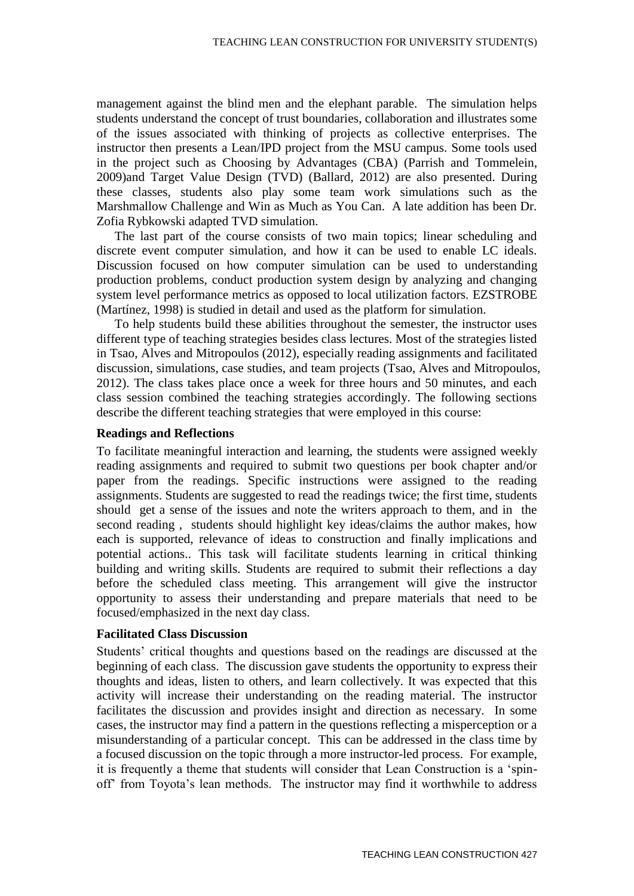management against the blind men and the elephant parable. The simulation helps students understand the concept of trust boundaries, collaboration and illustrates some of the issues associated with thinking of projects as collective enterprises. The instructor then presents a Lean/IPD project from the MSU campus. Some tools used in the project such as Choosing by Advantages (CBA) (Parrish and Tommelein, 2009)and Target Value Design (TVD) (Ballard, 2012) are also presented. During these classes, students also play some team work simulations such as the Marshmallow Challenge and Win as Much as You Can. A late addition has been Dr. Zofia Rybkowski adapted TVD simulation.

The last part of the course consists of two main topics; linear scheduling and discrete event computer simulation, and how it can be used to enable LC ideals. Discussion focused on how computer simulation can be used to understanding production problems, conduct production system design by analyzing and changing system level performance metrics as opposed to local utilization factors. EZSTROBE (Martínez, 1998) is studied in detail and used as the platform for simulation.

To help students build these abilities throughout the semester, the instructor uses different type of teaching strategies besides class lectures. Most of the strategies listed in Tsao, Alves and Mitropoulos (2012), especially reading assignments and facilitated discussion, simulations, case studies, and team projects (Tsao, Alves and Mitropoulos, 2012). The class takes place once a week for three hours and 50 minutes, and each class session combined the teaching strategies accordingly. The following sections describe the different teaching strategies that were employed in this course:

### Readings and Reflections

To facilitate meaningful interaction and learning, the students were assigned weekly reading assignments and required to submit two questions per book chapter and/or paper from the readings. Specific instructions were assigned to the reading assignments. Students are suggested to read the readings twice; the first time, students should get a sense of the issues and note the writers approach to them, and in the second reading , students should highlight key ideas/claims the author makes, how each is supported, relevance of ideas to construction and finally implications and potential actions.. This task will facilitate students learning in critical thinking building and writing skills. Students are required to submit their reflections a day before the scheduled class meeting. This arrangement will give the instructor opportunity to assess their understanding and prepare materials that need to be focused/emphasized in the next day class.

### Facilitated Class Discussion

Students' critical thoughts and questions based on the readings are discussed at the beginning of each class. The discussion gave students the opportunity to express their thoughts and ideas, listen to others, and learn collectively. It was expected that this activity will increase their understanding on the reading material. The instructor facilitates the discussion and provides insight and direction as necessary. In some cases, the instructor may find a pattern in the questions reflecting a misperception or a misunderstanding of a particular concept. This can be addressed in the class time by a focused discussion on the topic through a more instructor-led process. For example, it is frequently a theme that students will consider that Lean Construction is a 'spin-off' from Toyota's lean methods. The instructor may find it worthwhile to address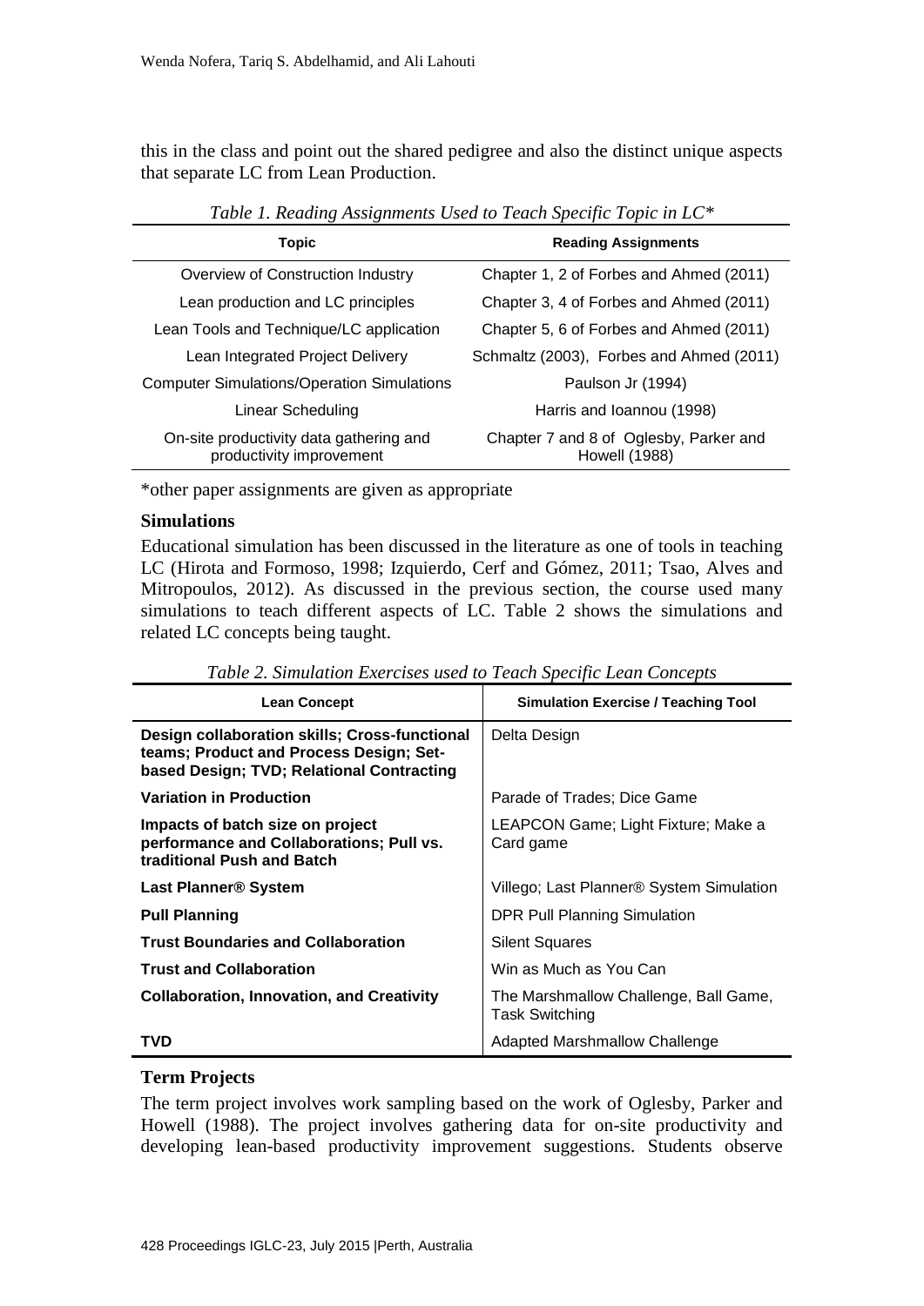this in the class and point out the shared pedigree and also the distinct unique aspects that separate LC from Lean Production.

*Table 1. Reading Assignments Used to Teach Specific Topic in LC**

| Topic | Reading Assignments |
|---|---|
| Overview of Construction Industry | Chapter 1, 2 of Forbes and Ahmed (2011) |
| Lean production and LC principles | Chapter 3, 4 of Forbes and Ahmed (2011) |
| Lean Tools and Technique/LC application | Chapter 5, 6 of Forbes and Ahmed (2011) |
| Lean Integrated Project Delivery | Schmaltz (2003), Forbes and Ahmed (2011) |
| Computer Simulations/Operation Simulations | Paulson Jr (1994) |
| Linear Scheduling | Harris and Ioannou (1998) |
| On-site productivity data gathering and productivity improvement | Chapter 7 and 8 of Oglesby, Parker and Howell (1988) |

*other paper assignments are given as appropriate

### Simulations

Educational simulation has been discussed in the literature as one of tools in teaching LC (Hirota and Formoso, 1998; Izquierdo, Cerf and Gómez, 2011; Tsao, Alves and Mitropoulos, 2012). As discussed in the previous section, the course used many simulations to teach different aspects of LC. Table 2 shows the simulations and related LC concepts being taught.

*Table 2. Simulation Exercises used to Teach Specific Lean Concepts*

| Lean Concept | Simulation Exercise / Teaching Tool |
|---|---|
| **Design collaboration skills; Cross-functional teams; Product and Process Design; Set-based Design; TVD; Relational Contracting** | Delta Design |
| **Variation in Production** | Parade of Trades; Dice Game |
| **Impacts of batch size on project performance and Collaborations; Pull vs. traditional Push and Batch** | LEAPCON Game; Light Fixture; Make a Card game |
| **Last Planner® System** | Villego; Last Planner® System Simulation |
| **Pull Planning** | DPR Pull Planning Simulation |
| **Trust Boundaries and Collaboration** | Silent Squares |
| **Trust and Collaboration** | Win as Much as You Can |
| **Collaboration, Innovation, and Creativity** | The Marshmallow Challenge, Ball Game, Task Switching |
| **TVD** | Adapted Marshmallow Challenge |

### Term Projects

The term project involves work sampling based on the work of Oglesby, Parker and Howell (1988). The project involves gathering data for on-site productivity and developing lean-based productivity improvement suggestions. Students observe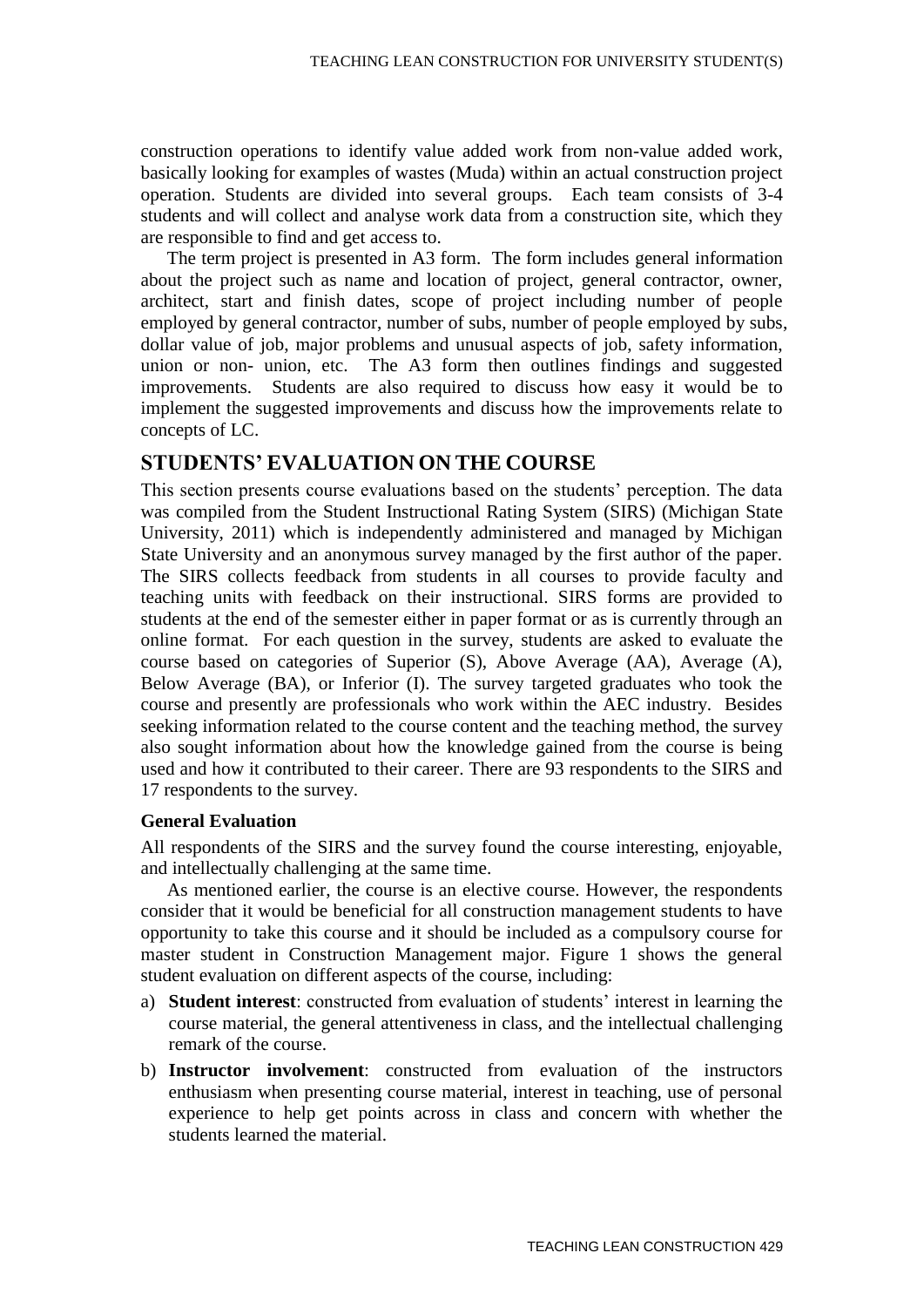construction operations to identify value added work from non-value added work, basically looking for examples of wastes (Muda) within an actual construction project operation. Students are divided into several groups. Each team consists of 3-4 students and will collect and analyse work data from a construction site, which they are responsible to find and get access to.

The term project is presented in A3 form. The form includes general information about the project such as name and location of project, general contractor, owner, architect, start and finish dates, scope of project including number of people employed by general contractor, number of subs, number of people employed by subs, dollar value of job, major problems and unusual aspects of job, safety information, union or non- union, etc. The A3 form then outlines findings and suggested improvements. Students are also required to discuss how easy it would be to implement the suggested improvements and discuss how the improvements relate to concepts of LC.

## STUDENTS' EVALUATION ON THE COURSE

This section presents course evaluations based on the students' perception. The data was compiled from the Student Instructional Rating System (SIRS) (Michigan State University, 2011) which is independently administered and managed by Michigan State University and an anonymous survey managed by the first author of the paper. The SIRS collects feedback from students in all courses to provide faculty and teaching units with feedback on their instructional. SIRS forms are provided to students at the end of the semester either in paper format or as is currently through an online format. For each question in the survey, students are asked to evaluate the course based on categories of Superior (S), Above Average (AA), Average (A), Below Average (BA), or Inferior (I). The survey targeted graduates who took the course and presently are professionals who work within the AEC industry. Besides seeking information related to the course content and the teaching method, the survey also sought information about how the knowledge gained from the course is being used and how it contributed to their career. There are 93 respondents to the SIRS and 17 respondents to the survey.

### General Evaluation

All respondents of the SIRS and the survey found the course interesting, enjoyable, and intellectually challenging at the same time.

As mentioned earlier, the course is an elective course. However, the respondents consider that it would be beneficial for all construction management students to have opportunity to take this course and it should be included as a compulsory course for master student in Construction Management major. Figure 1 shows the general student evaluation on different aspects of the course, including:

a) **Student interest**: constructed from evaluation of students' interest in learning the course material, the general attentiveness in class, and the intellectual challenging remark of the course.
b) **Instructor involvement**: constructed from evaluation of the instructors enthusiasm when presenting course material, interest in teaching, use of personal experience to help get points across in class and concern with whether the students learned the material.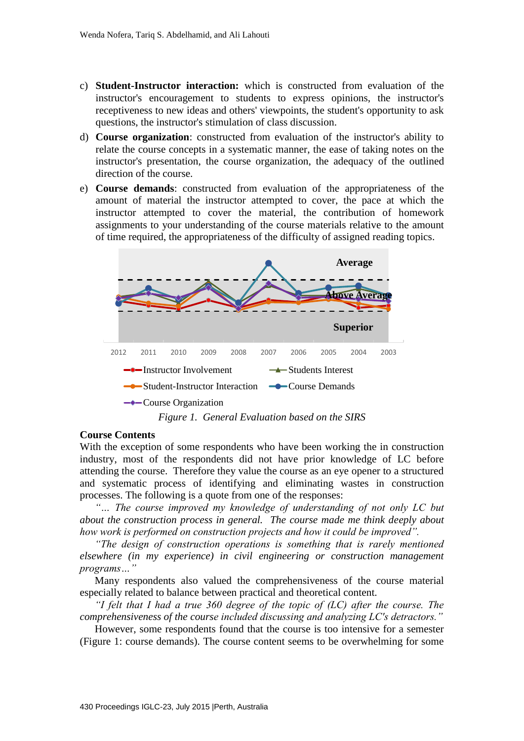c) **Student-Instructor interaction:** which is constructed from evaluation of the instructor's encouragement to students to express opinions, the instructor's receptiveness to new ideas and others' viewpoints, the student's opportunity to ask questions, the instructor's stimulation of class discussion.

d) **Course organization**: constructed from evaluation of the instructor's ability to relate the course concepts in a systematic manner, the ease of taking notes on the instructor's presentation, the course organization, the adequacy of the outlined direction of the course.

e) **Course demands**: constructed from evaluation of the appropriateness of the amount of material the instructor attempted to cover, the pace at which the instructor attempted to cover the material, the contribution of homework assignments to your understanding of the course materials relative to the amount of time required, the appropriateness of the difficulty of assigned reading topics.

*Figure 1. General Evaluation based on the SIRS*

**Course Contents**

With the exception of some respondents who have been working the in construction industry, most of the respondents did not have prior knowledge of LC before attending the course. Therefore they value the course as an eye opener to a structured and systematic process of identifying and eliminating wastes in construction processes. The following is a quote from one of the responses:

*"… The course improved my knowledge of understanding of not only LC but about the construction process in general. The course made me think deeply about how work is performed on construction projects and how it could be improved".*

*"The design of construction operations is something that is rarely mentioned elsewhere (in my experience) in civil engineering or construction management programs…"*

Many respondents also valued the comprehensiveness of the course material especially related to balance between practical and theoretical content.

*"I felt that I had a true 360 degree of the topic of (LC) after the course. The comprehensiveness of the course included discussing and analyzing LC's detractors."*

However, some respondents found that the course is too intensive for a semester (Figure 1: course demands). The course content seems to be overwhelming for some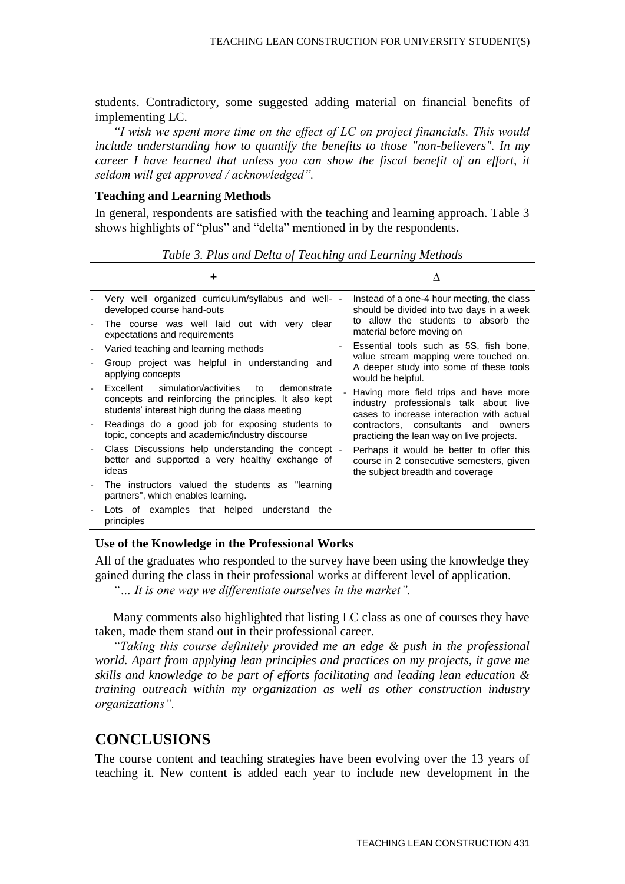students. Contradictory, some suggested adding material on financial benefits of implementing LC.

*"I wish we spent more time on the effect of LC on project financials. This would include understanding how to quantify the benefits to those "non-believers". In my career I have learned that unless you can show the fiscal benefit of an effort, it seldom will get approved / acknowledged".*

**Teaching and Learning Methods**

In general, respondents are satisfied with the teaching and learning approach. Table 3 shows highlights of "plus" and "delta" mentioned in by the respondents.

*Table 3. Plus and Delta of Teaching and Learning Methods*

| + | Δ |
|---|---|
| - Very well organized curriculum/syllabus and well-developed course hand-outs<br>- The course was well laid out with very clear expectations and requirements<br>- Varied teaching and learning methods<br>- Group project was helpful in understanding and applying concepts<br>- Excellent simulation/activities to demonstrate concepts and reinforcing the principles. It also kept students' interest high during the class meeting<br>- Readings do a good job for exposing students to topic, concepts and academic/industry discourse<br>- Class Discussions help understanding the concept better and supported a very healthy exchange of ideas<br>- The instructors valued the students as "learning partners", which enables learning.<br>- Lots of examples that helped understand the principles | - Instead of a one-4 hour meeting, the class should be divided into two days in a week to allow the students to absorb the material before moving on<br>- Essential tools such as 5S, fish bone, value stream mapping were touched on. A deeper study into some of these tools would be helpful.<br>- Having more field trips and have more industry professionals talk about live cases to increase interaction with actual contractors, consultants and owners practicing the lean way on live projects.<br>- Perhaps it would be better to offer this course in 2 consecutive semesters, given the subject breadth and coverage |

**Use of the Knowledge in the Professional Works**

All of the graduates who responded to the survey have been using the knowledge they gained during the class in their professional works at different level of application.

*"… It is one way we differentiate ourselves in the market".*

Many comments also highlighted that listing LC class as one of courses they have taken, made them stand out in their professional career.

*"Taking this course definitely provided me an edge & push in the professional world. Apart from applying lean principles and practices on my projects, it gave me skills and knowledge to be part of efforts facilitating and leading lean education & training outreach within my organization as well as other construction industry organizations".*

## CONCLUSIONS

The course content and teaching strategies have been evolving over the 13 years of teaching it. New content is added each year to include new development in the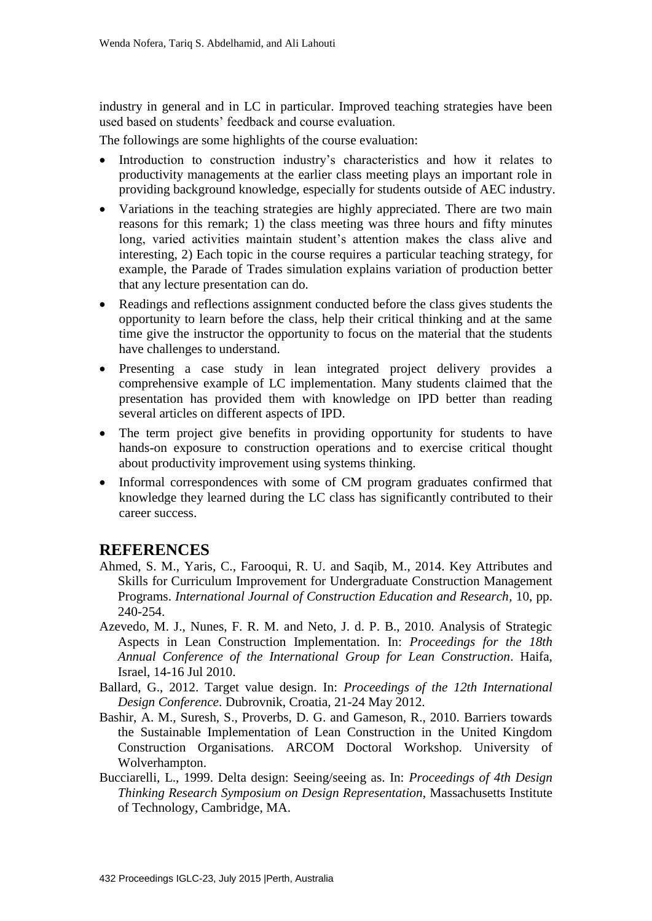industry in general and in LC in particular. Improved teaching strategies have been used based on students' feedback and course evaluation.

The followings are some highlights of the course evaluation:

- Introduction to construction industry's characteristics and how it relates to productivity managements at the earlier class meeting plays an important role in providing background knowledge, especially for students outside of AEC industry.
- Variations in the teaching strategies are highly appreciated. There are two main reasons for this remark; 1) the class meeting was three hours and fifty minutes long, varied activities maintain student's attention makes the class alive and interesting, 2) Each topic in the course requires a particular teaching strategy, for example, the Parade of Trades simulation explains variation of production better that any lecture presentation can do.
- Readings and reflections assignment conducted before the class gives students the opportunity to learn before the class, help their critical thinking and at the same time give the instructor the opportunity to focus on the material that the students have challenges to understand.
- Presenting a case study in lean integrated project delivery provides a comprehensive example of LC implementation. Many students claimed that the presentation has provided them with knowledge on IPD better than reading several articles on different aspects of IPD.
- The term project give benefits in providing opportunity for students to have hands-on exposure to construction operations and to exercise critical thought about productivity improvement using systems thinking.
- Informal correspondences with some of CM program graduates confirmed that knowledge they learned during the LC class has significantly contributed to their career success.

## REFERENCES

Ahmed, S. M., Yaris, C., Farooqui, R. U. and Saqib, M., 2014. Key Attributes and Skills for Curriculum Improvement for Undergraduate Construction Management Programs. *International Journal of Construction Education and Research*, 10, pp. 240-254.

Azevedo, M. J., Nunes, F. R. M. and Neto, J. d. P. B., 2010. Analysis of Strategic Aspects in Lean Construction Implementation. In: *Proceedings for the 18th Annual Conference of the International Group for Lean Construction*. Haifa, Israel, 14-16 Jul 2010.

Ballard, G., 2012. Target value design. In: *Proceedings of the 12th International Design Conference*. Dubrovnik, Croatia, 21-24 May 2012.

Bashir, A. M., Suresh, S., Proverbs, D. G. and Gameson, R., 2010. Barriers towards the Sustainable Implementation of Lean Construction in the United Kingdom Construction Organisations. ARCOM Doctoral Workshop. University of Wolverhampton.

Bucciarelli, L., 1999. Delta design: Seeing/seeing as. In: *Proceedings of 4th Design Thinking Research Symposium on Design Representation*, Massachusetts Institute of Technology, Cambridge, MA.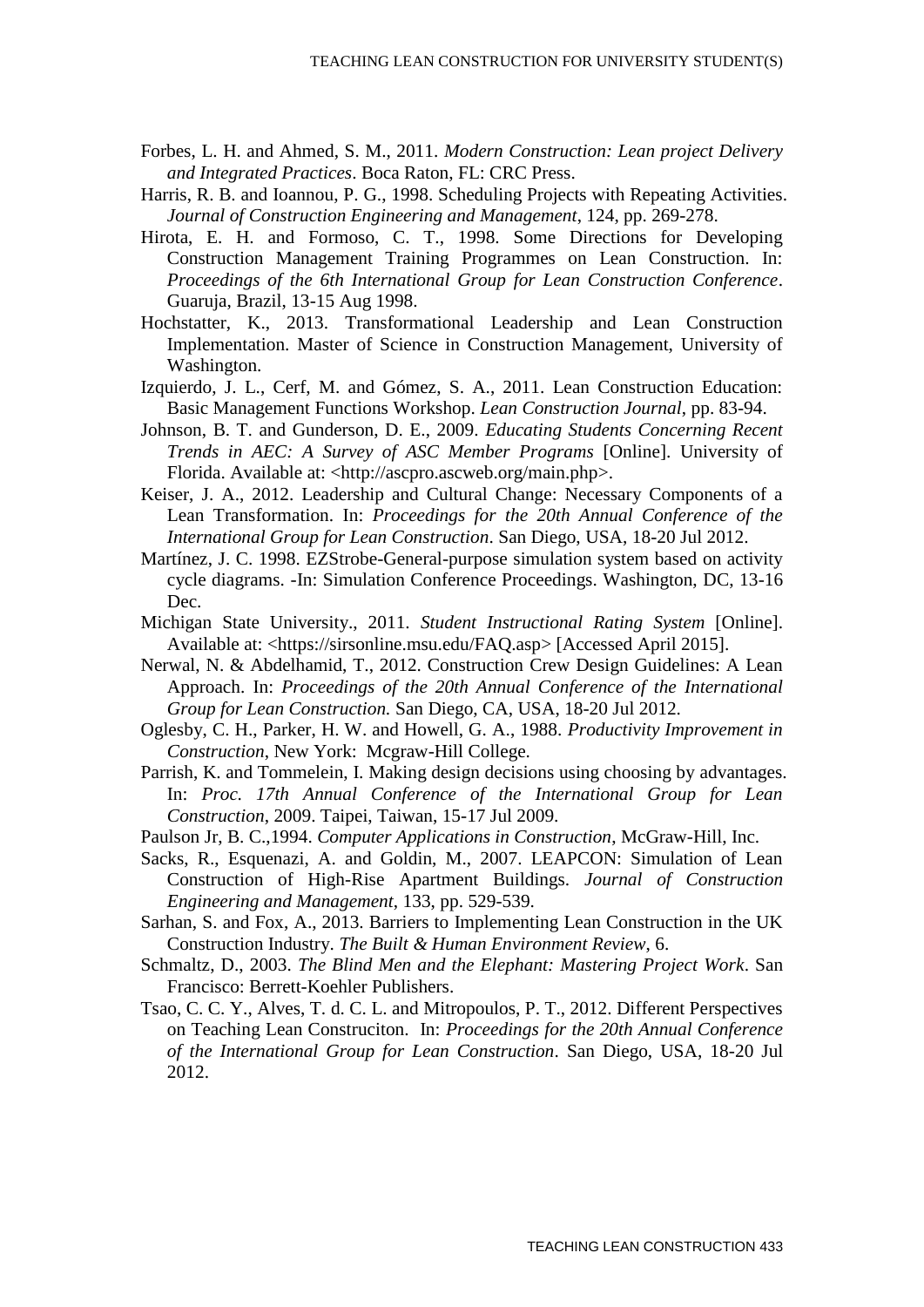Forbes, L. H. and Ahmed, S. M., 2011. *Modern Construction: Lean project Delivery and Integrated Practices*. Boca Raton, FL: CRC Press.

Harris, R. B. and Ioannou, P. G., 1998. Scheduling Projects with Repeating Activities. *Journal of Construction Engineering and Management*, 124, pp. 269-278.

Hirota, E. H. and Formoso, C. T., 1998. Some Directions for Developing Construction Management Training Programmes on Lean Construction. In: *Proceedings of the 6th International Group for Lean Construction Conference*. Guaruja, Brazil, 13-15 Aug 1998.

Hochstatter, K., 2013. Transformational Leadership and Lean Construction Implementation. Master of Science in Construction Management, University of Washington.

Izquierdo, J. L., Cerf, M. and Gómez, S. A., 2011. Lean Construction Education: Basic Management Functions Workshop. *Lean Construction Journal*, pp. 83-94.

Johnson, B. T. and Gunderson, D. E., 2009. *Educating Students Concerning Recent Trends in AEC: A Survey of ASC Member Programs* [Online]. University of Florida. Available at: <http://ascpro.ascweb.org/main.php>.

Keiser, J. A., 2012. Leadership and Cultural Change: Necessary Components of a Lean Transformation. In: *Proceedings for the 20th Annual Conference of the International Group for Lean Construction*. San Diego, USA, 18-20 Jul 2012.

Martínez, J. C. 1998. EZStrobe-General-purpose simulation system based on activity cycle diagrams. -In: Simulation Conference Proceedings. Washington, DC, 13-16 Dec.

Michigan State University., 2011. *Student Instructional Rating System* [Online]. Available at: <https://sirsonline.msu.edu/FAQ.asp> [Accessed April 2015].

Nerwal, N. & Abdelhamid, T., 2012. Construction Crew Design Guidelines: A Lean Approach. In: *Proceedings of the 20th Annual Conference of the International Group for Lean Construction.* San Diego, CA, USA, 18-20 Jul 2012.

Oglesby, C. H., Parker, H. W. and Howell, G. A., 1988. *Productivity Improvement in Construction*, New York: Mcgraw-Hill College.

Parrish, K. and Tommelein, I. Making design decisions using choosing by advantages. In: *Proc. 17th Annual Conference of the International Group for Lean Construction*, 2009. Taipei, Taiwan, 15-17 Jul 2009.

Paulson Jr, B. C.,1994. *Computer Applications in Construction*, McGraw-Hill, Inc.

Sacks, R., Esquenazi, A. and Goldin, M., 2007. LEAPCON: Simulation of Lean Construction of High-Rise Apartment Buildings. *Journal of Construction Engineering and Management*, 133, pp. 529-539.

Sarhan, S. and Fox, A., 2013. Barriers to Implementing Lean Construction in the UK Construction Industry. *The Built & Human Environment Review*, 6.

Schmaltz, D., 2003. *The Blind Men and the Elephant: Mastering Project Work*. San Francisco: Berrett-Koehler Publishers.

Tsao, C. C. Y., Alves, T. d. C. L. and Mitropoulos, P. T., 2012. Different Perspectives on Teaching Lean Construciton. In: *Proceedings for the 20th Annual Conference of the International Group for Lean Construction*. San Diego, USA, 18-20 Jul 2012.